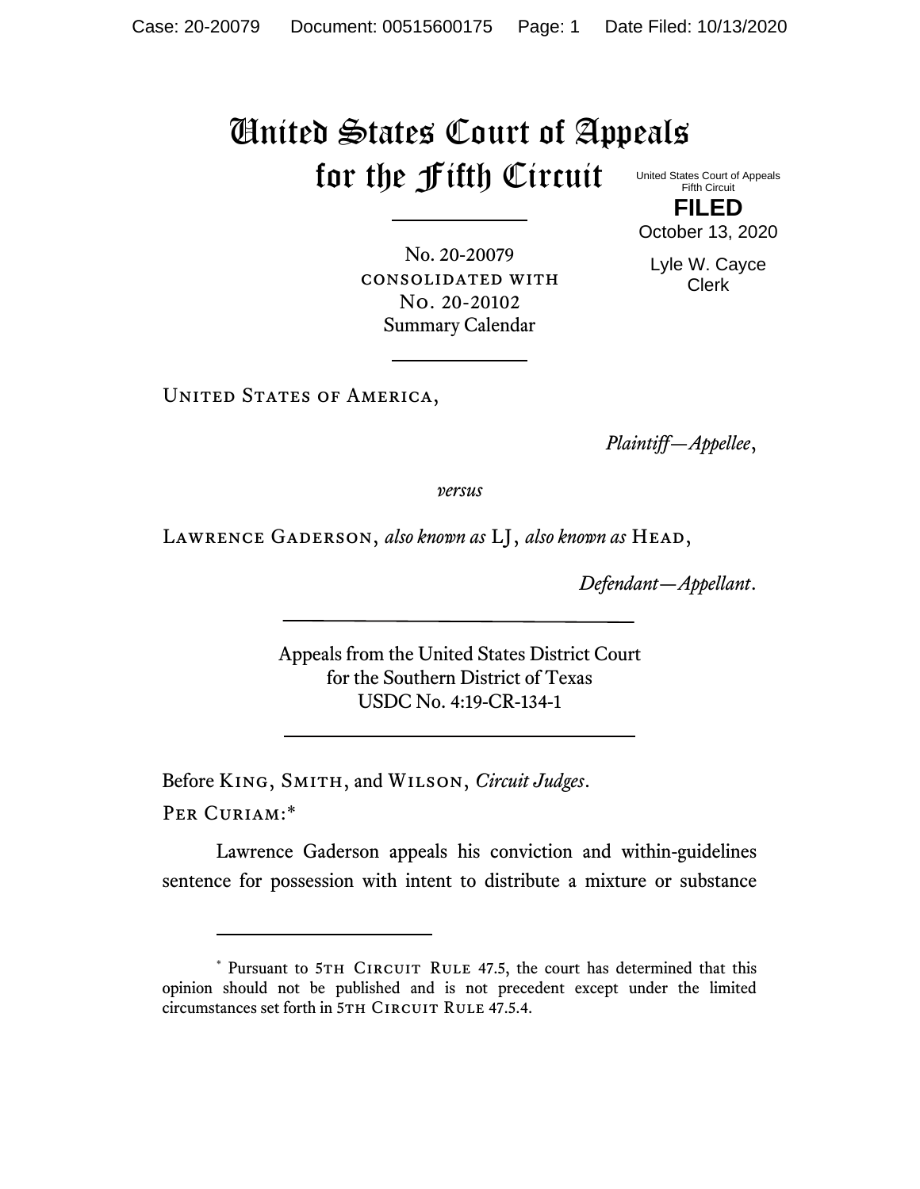# United States Court of Appeals for the Fifth Circuit

United States Court of Appeals
Fifth Circuit

**FILED**

October 13, 2020

Lyle W. Cayce
Clerk

---

No. 20-20079
CONSOLIDATED WITH
No. 20-20102
Summary Calendar

---

UNITED STATES OF AMERICA,

*Plaintiff—Appellee*,

*versus*

LAWRENCE GADERSON, *also known as* LJ, *also known as* HEAD,

*Defendant—Appellant*.

---

Appeals from the United States District Court
for the Southern District of Texas
USDC No. 4:19-CR-134-1

---

Before KING, SMITH, and WILSON, *Circuit Judges*.

PER CURIAM:*

Lawrence Gaderson appeals his conviction and within-guidelines sentence for possession with intent to distribute a mixture or substance

---

\* Pursuant to 5TH CIRCUIT RULE 47.5, the court has determined that this opinion should not be published and is not precedent except under the limited circumstances set forth in 5TH CIRCUIT RULE 47.5.4.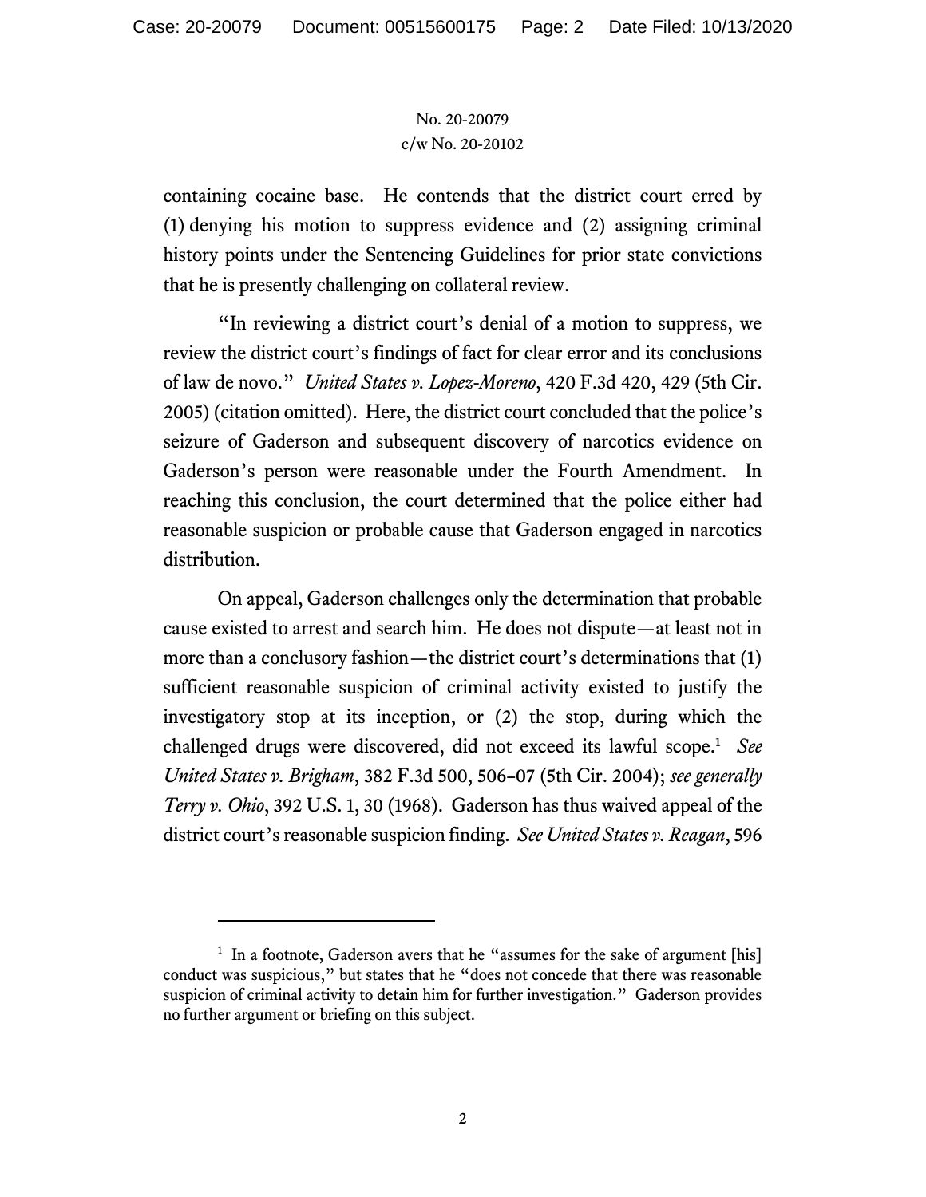containing cocaine base. He contends that the district court erred by (1) denying his motion to suppress evidence and (2) assigning criminal history points under the Sentencing Guidelines for prior state convictions that he is presently challenging on collateral review.

"In reviewing a district court's denial of a motion to suppress, we review the district court's findings of fact for clear error and its conclusions of law de novo." *United States v. Lopez-Moreno*, 420 F.3d 420, 429 (5th Cir. 2005) (citation omitted). Here, the district court concluded that the police's seizure of Gaderson and subsequent discovery of narcotics evidence on Gaderson's person were reasonable under the Fourth Amendment. In reaching this conclusion, the court determined that the police either had reasonable suspicion or probable cause that Gaderson engaged in narcotics distribution.

On appeal, Gaderson challenges only the determination that probable cause existed to arrest and search him. He does not dispute—at least not in more than a conclusory fashion—the district court's determinations that (1) sufficient reasonable suspicion of criminal activity existed to justify the investigatory stop at its inception, or (2) the stop, during which the challenged drugs were discovered, did not exceed its lawful scope.[1] *See United States v. Brigham*, 382 F.3d 500, 506–07 (5th Cir. 2004); *see generally Terry v. Ohio*, 392 U.S. 1, 30 (1968). Gaderson has thus waived appeal of the district court's reasonable suspicion finding. *See United States v. Reagan*, 596

---

[1] In a footnote, Gaderson avers that he "assumes for the sake of argument [his] conduct was suspicious," but states that he "does not concede that there was reasonable suspicion of criminal activity to detain him for further investigation." Gaderson provides no further argument or briefing on this subject.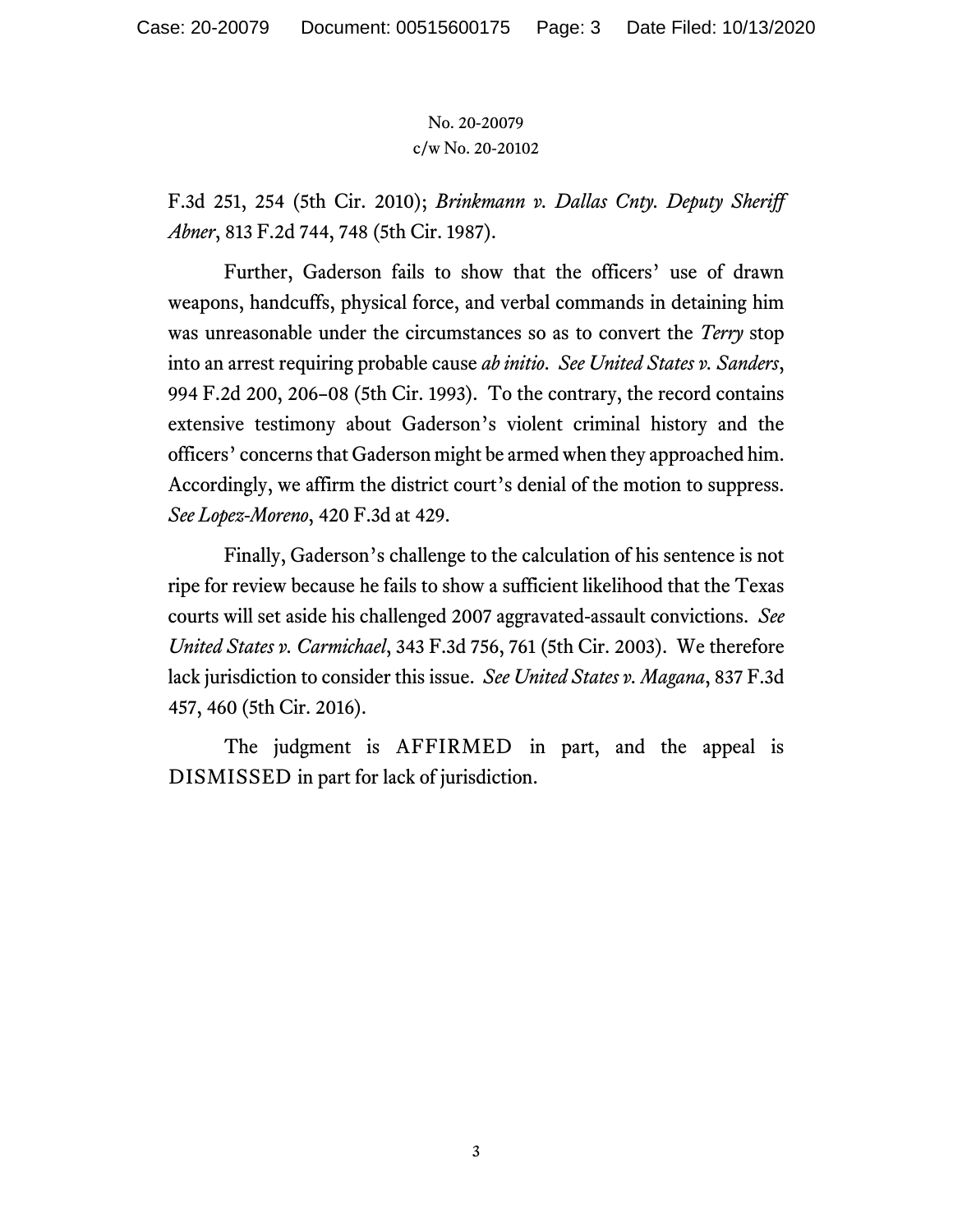F.3d 251, 254 (5th Cir. 2010); *Brinkmann v. Dallas Cnty. Deputy Sheriff Abner*, 813 F.2d 744, 748 (5th Cir. 1987).

Further, Gaderson fails to show that the officers' use of drawn weapons, handcuffs, physical force, and verbal commands in detaining him was unreasonable under the circumstances so as to convert the *Terry* stop into an arrest requiring probable cause *ab initio*. *See United States v. Sanders*, 994 F.2d 200, 206–08 (5th Cir. 1993). To the contrary, the record contains extensive testimony about Gaderson's violent criminal history and the officers' concerns that Gaderson might be armed when they approached him. Accordingly, we affirm the district court's denial of the motion to suppress. *See Lopez-Moreno*, 420 F.3d at 429.

Finally, Gaderson's challenge to the calculation of his sentence is not ripe for review because he fails to show a sufficient likelihood that the Texas courts will set aside his challenged 2007 aggravated-assault convictions. *See United States v. Carmichael*, 343 F.3d 756, 761 (5th Cir. 2003). We therefore lack jurisdiction to consider this issue. *See United States v. Magana*, 837 F.3d 457, 460 (5th Cir. 2016).

The judgment is AFFIRMED in part, and the appeal is DISMISSED in part for lack of jurisdiction.